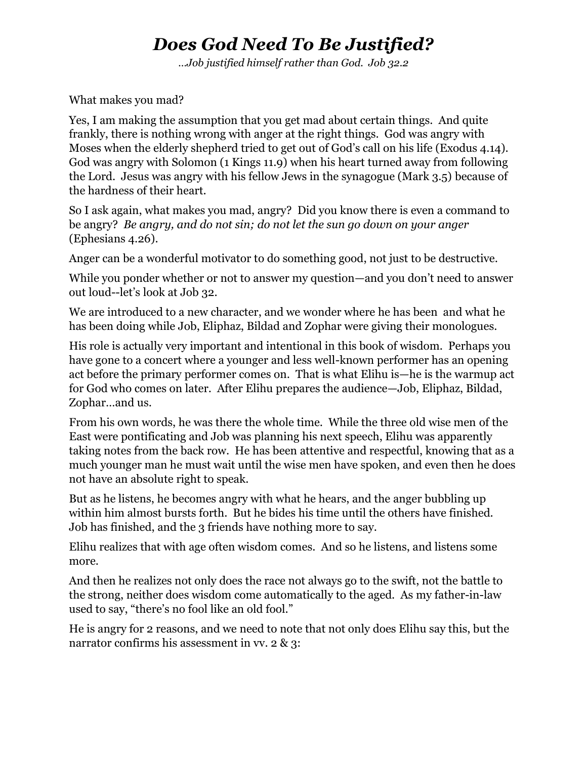# ***Does God Need To Be Justified?***

*…Job justified himself rather than God. Job 32.2*

What makes you mad?

Yes, I am making the assumption that you get mad about certain things. And quite frankly, there is nothing wrong with anger at the right things. God was angry with Moses when the elderly shepherd tried to get out of God's call on his life (Exodus 4.14). God was angry with Solomon (1 Kings 11.9) when his heart turned away from following the Lord. Jesus was angry with his fellow Jews in the synagogue (Mark 3.5) because of the hardness of their heart.

So I ask again, what makes you mad, angry? Did you know there is even a command to be angry? *Be angry, and do not sin; do not let the sun go down on your anger* (Ephesians 4.26).

Anger can be a wonderful motivator to do something good, not just to be destructive.

While you ponder whether or not to answer my question—and you don't need to answer out loud--let's look at Job 32.

We are introduced to a new character, and we wonder where he has been and what he has been doing while Job, Eliphaz, Bildad and Zophar were giving their monologues.

His role is actually very important and intentional in this book of wisdom. Perhaps you have gone to a concert where a younger and less well-known performer has an opening act before the primary performer comes on. That is what Elihu is—he is the warmup act for God who comes on later. After Elihu prepares the audience—Job, Eliphaz, Bildad, Zophar…and us.

From his own words, he was there the whole time. While the three old wise men of the East were pontificating and Job was planning his next speech, Elihu was apparently taking notes from the back row. He has been attentive and respectful, knowing that as a much younger man he must wait until the wise men have spoken, and even then he does not have an absolute right to speak.

But as he listens, he becomes angry with what he hears, and the anger bubbling up within him almost bursts forth. But he bides his time until the others have finished. Job has finished, and the 3 friends have nothing more to say.

Elihu realizes that with age often wisdom comes. And so he listens, and listens some more.

And then he realizes not only does the race not always go to the swift, not the battle to the strong, neither does wisdom come automatically to the aged. As my father-in-law used to say, "there's no fool like an old fool."

He is angry for 2 reasons, and we need to note that not only does Elihu say this, but the narrator confirms his assessment in vv. 2 & 3: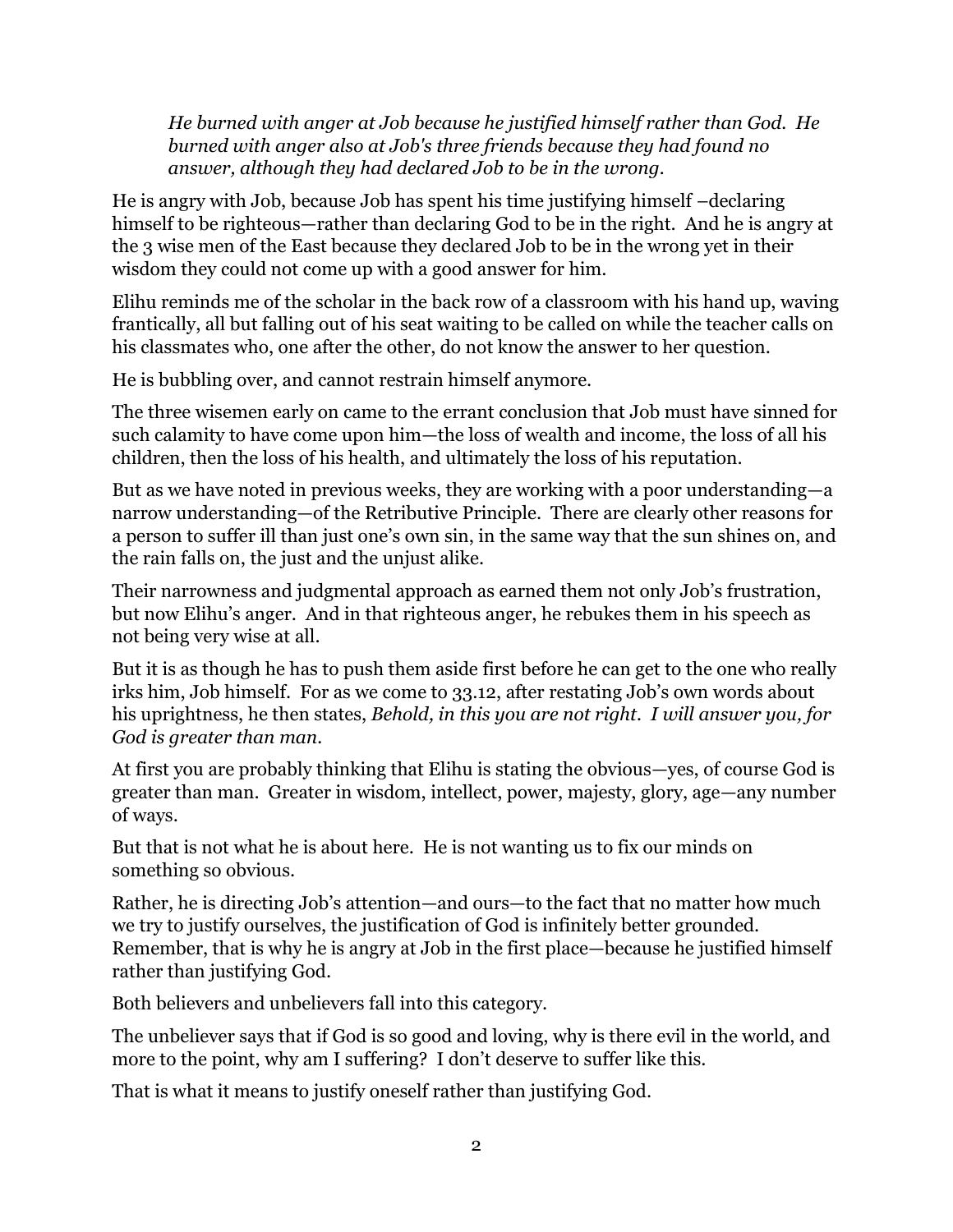*He burned with anger at Job because he justified himself rather than God. He burned with anger also at Job's three friends because they had found no answer, although they had declared Job to be in the wrong.*

He is angry with Job, because Job has spent his time justifying himself –declaring himself to be righteous—rather than declaring God to be in the right. And he is angry at the 3 wise men of the East because they declared Job to be in the wrong yet in their wisdom they could not come up with a good answer for him.

Elihu reminds me of the scholar in the back row of a classroom with his hand up, waving frantically, all but falling out of his seat waiting to be called on while the teacher calls on his classmates who, one after the other, do not know the answer to her question.

He is bubbling over, and cannot restrain himself anymore.

The three wisemen early on came to the errant conclusion that Job must have sinned for such calamity to have come upon him—the loss of wealth and income, the loss of all his children, then the loss of his health, and ultimately the loss of his reputation.

But as we have noted in previous weeks, they are working with a poor understanding—a narrow understanding—of the Retributive Principle. There are clearly other reasons for a person to suffer ill than just one's own sin, in the same way that the sun shines on, and the rain falls on, the just and the unjust alike.

Their narrowness and judgmental approach as earned them not only Job's frustration, but now Elihu's anger. And in that righteous anger, he rebukes them in his speech as not being very wise at all.

But it is as though he has to push them aside first before he can get to the one who really irks him, Job himself. For as we come to 33.12, after restating Job's own words about his uprightness, he then states, *Behold, in this you are not right. I will answer you, for God is greater than man.*

At first you are probably thinking that Elihu is stating the obvious—yes, of course God is greater than man. Greater in wisdom, intellect, power, majesty, glory, age—any number of ways.

But that is not what he is about here. He is not wanting us to fix our minds on something so obvious.

Rather, he is directing Job's attention—and ours—to the fact that no matter how much we try to justify ourselves, the justification of God is infinitely better grounded. Remember, that is why he is angry at Job in the first place—because he justified himself rather than justifying God.

Both believers and unbelievers fall into this category.

The unbeliever says that if God is so good and loving, why is there evil in the world, and more to the point, why am I suffering? I don't deserve to suffer like this.

That is what it means to justify oneself rather than justifying God.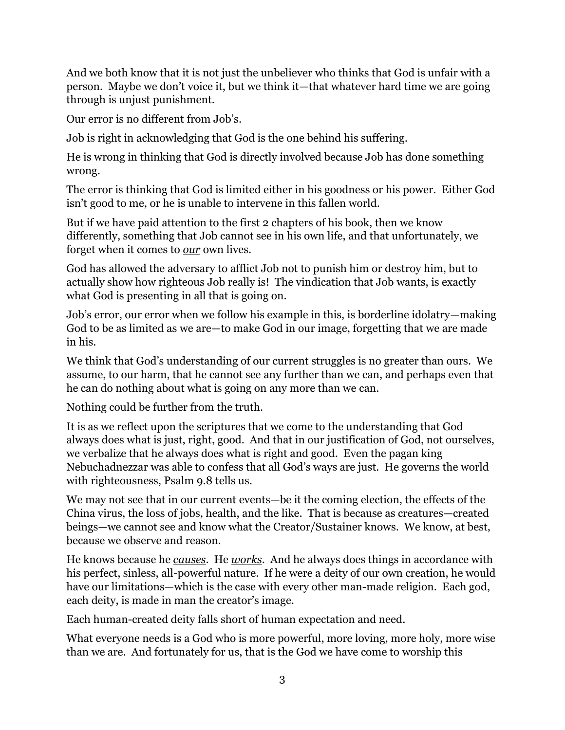And we both know that it is not just the unbeliever who thinks that God is unfair with a person. Maybe we don't voice it, but we think it—that whatever hard time we are going through is unjust punishment.

Our error is no different from Job's.

Job is right in acknowledging that God is the one behind his suffering.

He is wrong in thinking that God is directly involved because Job has done something wrong.

The error is thinking that God is limited either in his goodness or his power. Either God isn't good to me, or he is unable to intervene in this fallen world.

But if we have paid attention to the first 2 chapters of his book, then we know differently, something that Job cannot see in his own life, and that unfortunately, we forget when it comes to ***our*** own lives.

God has allowed the adversary to afflict Job not to punish him or destroy him, but to actually show how righteous Job really is! The vindication that Job wants, is exactly what God is presenting in all that is going on.

Job's error, our error when we follow his example in this, is borderline idolatry—making God to be as limited as we are—to make God in our image, forgetting that we are made in his.

We think that God's understanding of our current struggles is no greater than ours. We assume, to our harm, that he cannot see any further than we can, and perhaps even that he can do nothing about what is going on any more than we can.

Nothing could be further from the truth.

It is as we reflect upon the scriptures that we come to the understanding that God always does what is just, right, good. And that in our justification of God, not ourselves, we verbalize that he always does what is right and good. Even the pagan king Nebuchadnezzar was able to confess that all God's ways are just. He governs the world with righteousness, Psalm 9.8 tells us.

We may not see that in our current events—be it the coming election, the effects of the China virus, the loss of jobs, health, and the like. That is because as creatures—created beings—we cannot see and know what the Creator/Sustainer knows. We know, at best, because we observe and reason.

He knows because he ***causes***. He ***works***. And he always does things in accordance with his perfect, sinless, all-powerful nature. If he were a deity of our own creation, he would have our limitations—which is the case with every other man-made religion. Each god, each deity, is made in man the creator's image.

Each human-created deity falls short of human expectation and need.

What everyone needs is a God who is more powerful, more loving, more holy, more wise than we are. And fortunately for us, that is the God we have come to worship this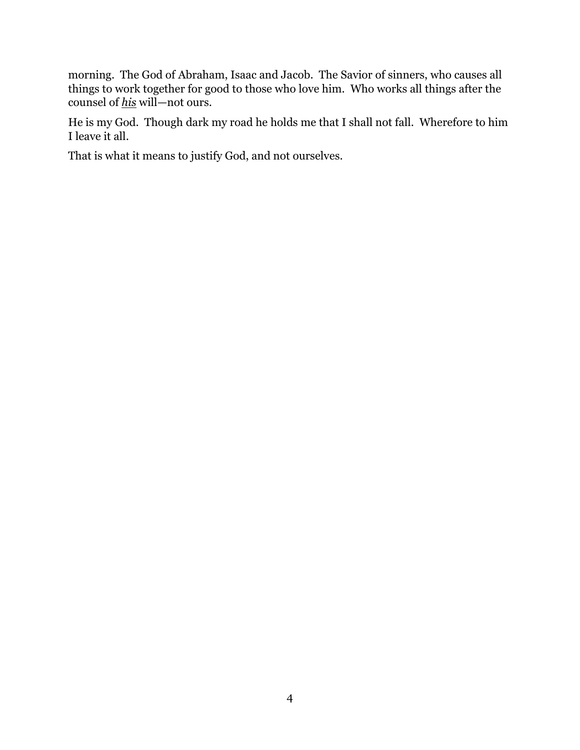morning.  The God of Abraham, Isaac and Jacob.  The Savior of sinners, who causes all things to work together for good to those who love him.  Who works all things after the counsel of <u>*his*</u> will—not ours.

He is my God.  Though dark my road he holds me that I shall not fall.  Wherefore to him I leave it all.

That is what it means to justify God, and not ourselves.